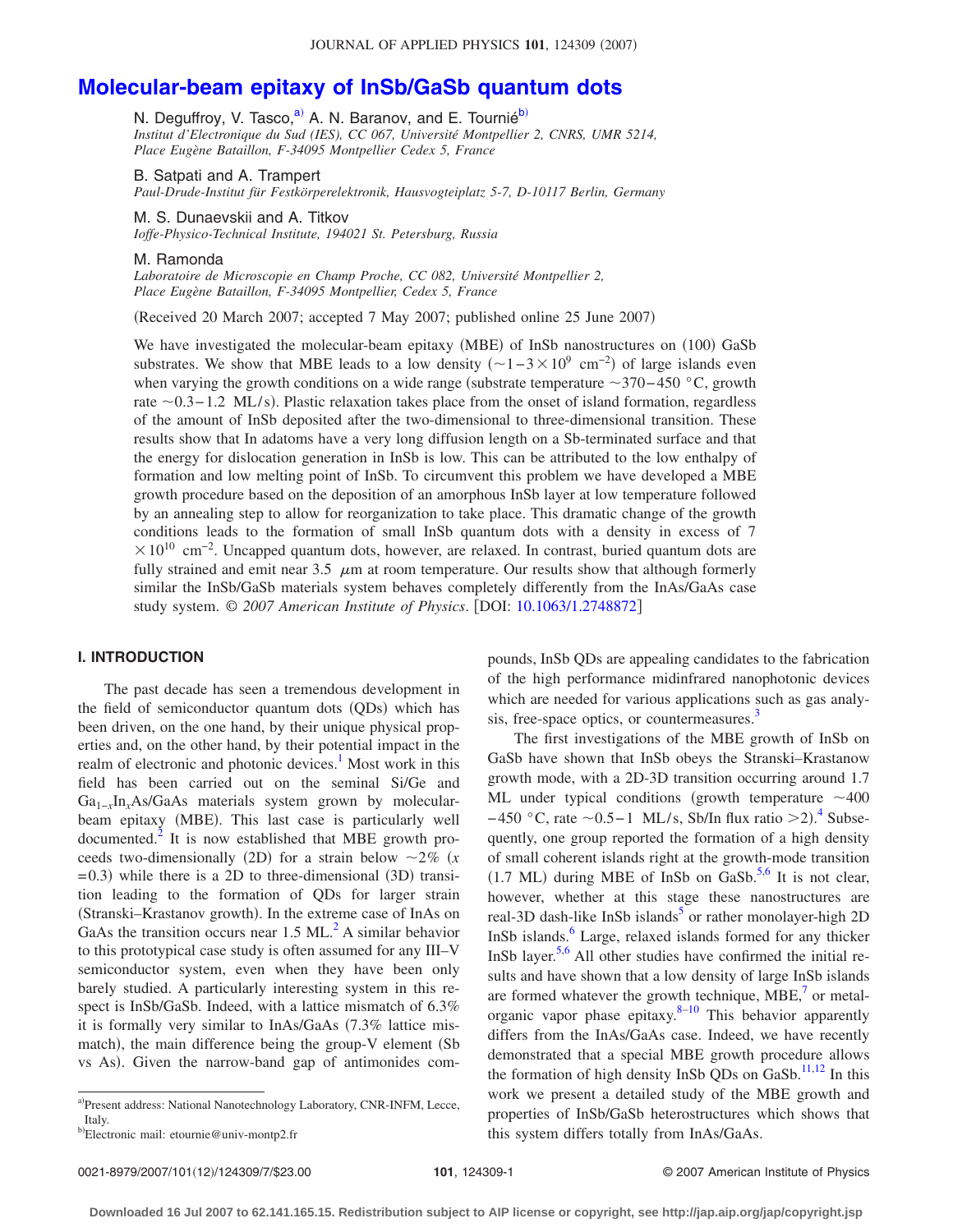# Molecular-beam epitaxy of InSb/GaSb quantum dots

N. Deguffroy, V. Tasco,[a] A. N. Baranov, and E. Tournié[b]

*Institut d'Electronique du Sud (IES), CC 067, Université Montpellier 2, CNRS, UMR 5214, Place Eugène Bataillon, F-34095 Montpellier Cedex 5, France*

B. Satpati and A. Trampert

*Paul-Drude-Institut für Festkörperelektronik, Hausvogteiplatz 5-7, D-10117 Berlin, Germany*

M. S. Dunaevskii and A. Titkov

*Ioffe-Physico-Technical Institute, 194021 St. Petersburg, Russia*

M. Ramonda

*Laboratoire de Microscopie en Champ Proche, CC 082, Université Montpellier 2, Place Eugène Bataillon, F-34095 Montpellier, Cedex 5, France*

(Received 20 March 2007; accepted 7 May 2007; published online 25 June 2007)

We have investigated the molecular-beam epitaxy (MBE) of InSb nanostructures on (100) GaSb substrates. We show that MBE leads to a low density ($\sim 1-3\times 10^{9}$ cm$^{-2}$) of large islands even when varying the growth conditions on a wide range (substrate temperature $\sim$370–450 °C, growth rate $\sim$0.3–1.2 ML/s). Plastic relaxation takes place from the onset of island formation, regardless of the amount of InSb deposited after the two-dimensional to three-dimensional transition. These results show that In adatoms have a very long diffusion length on a Sb-terminated surface and that the energy for dislocation generation in InSb is low. This can be attributed to the low enthalpy of formation and low melting point of InSb. To circumvent this problem we have developed a MBE growth procedure based on the deposition of an amorphous InSb layer at low temperature followed by an annealing step to allow for reorganization to take place. This dramatic change of the growth conditions leads to the formation of small InSb quantum dots with a density in excess of $7\times 10^{10}$ cm$^{-2}$. Uncapped quantum dots, however, are relaxed. In contrast, buried quantum dots are fully strained and emit near 3.5 $\mu$m at room temperature. Our results show that although formerly similar the InSb/GaSb materials system behaves completely differently from the InAs/GaAs case study system. © *2007 American Institute of Physics*. [DOI: 10.1063/1.2748872]

## I. INTRODUCTION

The past decade has seen a tremendous development in the field of semiconductor quantum dots (QDs) which has been driven, on the one hand, by their unique physical properties and, on the other hand, by their potential impact in the realm of electronic and photonic devices.[1] Most work in this field has been carried out on the seminal Si/Ge and $Ga_{1-x}In_xAs$/GaAs materials system grown by molecular-beam epitaxy (MBE). This last case is particularly well documented.[2] It is now established that MBE growth proceeds two-dimensionally (2D) for a strain below $\sim$2% ($x=0.3$) while there is a 2D to three-dimensional (3D) transition leading to the formation of QDs for larger strain (Stranski–Krastanov growth). In the extreme case of InAs on GaAs the transition occurs near 1.5 ML.[2] A similar behavior to this prototypical case study is often assumed for any III–V semiconductor system, even when they have been only barely studied. A particularly interesting system in this respect is InSb/GaSb. Indeed, with a lattice mismatch of 6.3% it is formally very similar to InAs/GaAs (7.3% lattice mismatch), the main difference being the group-V element (Sb vs As). Given the narrow-band gap of antimonides compounds, InSb QDs are appealing candidates to the fabrication of the high performance midinfrared nanophotonic devices which are needed for various applications such as gas analysis, free-space optics, or countermeasures.[3]

The first investigations of the MBE growth of InSb on GaSb have shown that InSb obeys the Stranski–Krastanow growth mode, with a 2D-3D transition occurring around 1.7 ML under typical conditions (growth temperature $\sim$400–450 °C, rate $\sim$0.5–1 ML/s, Sb/In flux ratio >2).[4] Subsequently, one group reported the formation of a high density of small coherent islands right at the growth-mode transition (1.7 ML) during MBE of InSb on GaSb.[5,6] It is not clear, however, whether at this stage these nanostructures are real-3D dash-like InSb islands[5] or rather monolayer-high 2D InSb islands.[6] Large, relaxed islands formed for any thicker InSb layer.[5,6] All other studies have confirmed the initial results and have shown that a low density of large InSb islands are formed whatever the growth technique, MBE,[7] or metal-organic vapor phase epitaxy.[8–10] This behavior apparently differs from the InAs/GaAs case. Indeed, we have recently demonstrated that a special MBE growth procedure allows the formation of high density InSb QDs on GaSb.[11,12] In this work we present a detailed study of the MBE growth and properties of InSb/GaSb heterostructures which shows that this system differs totally from InAs/GaAs.

[a]Present address: National Nanotechnology Laboratory, CNR-INFM, Lecce, Italy.

[b]Electronic mail: etournie@univ-montp2.fr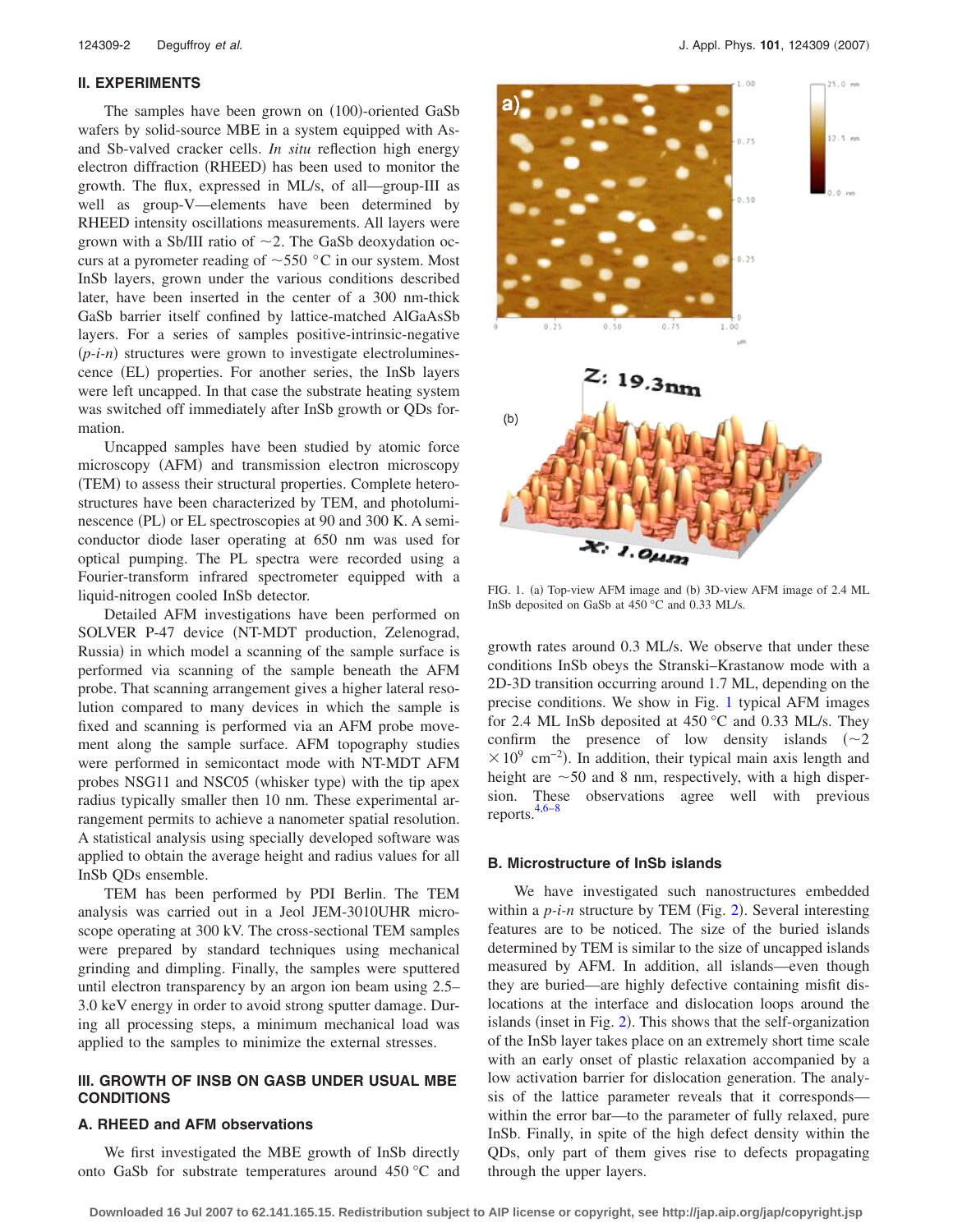## II. EXPERIMENTS

The samples have been grown on (100)-oriented GaSb wafers by solid-source MBE in a system equipped with As- and Sb-valved cracker cells. *In situ* reflection high energy electron diffraction (RHEED) has been used to monitor the growth. The flux, expressed in ML/s, of all—group-III as well as group-V—elements have been determined by RHEED intensity oscillations measurements. All layers were grown with a Sb/III ratio of ~2. The GaSb deoxydation occurs at a pyrometer reading of ~550 °C in our system. Most InSb layers, grown under the various conditions described later, have been inserted in the center of a 300 nm-thick GaSb barrier itself confined by lattice-matched AlGaAsSb layers. For a series of samples positive-intrinsic-negative (*p-i-n*) structures were grown to investigate electroluminescence (EL) properties. For another series, the InSb layers were left uncapped. In that case the substrate heating system was switched off immediately after InSb growth or QDs formation.

Uncapped samples have been studied by atomic force microscopy (AFM) and transmission electron microscopy (TEM) to assess their structural properties. Complete heterostructures have been characterized by TEM, and photoluminescence (PL) or EL spectroscopies at 90 and 300 K. A semiconductor diode laser operating at 650 nm was used for optical pumping. The PL spectra were recorded using a Fourier-transform infrared spectrometer equipped with a liquid-nitrogen cooled InSb detector.

Detailed AFM investigations have been performed on SOLVER P-47 device (NT-MDT production, Zelenograd, Russia) in which model a scanning of the sample surface is performed via scanning of the sample beneath the AFM probe. That scanning arrangement gives a higher lateral resolution compared to many devices in which the sample is fixed and scanning is performed via an AFM probe movement along the sample surface. AFM topography studies were performed in semicontact mode with NT-MDT AFM probes NSG11 and NSC05 (whisker type) with the tip apex radius typically smaller then 10 nm. These experimental arrangement permits to achieve a nanometer spatial resolution. A statistical analysis using specially developed software was applied to obtain the average height and radius values for all InSb QDs ensemble.

TEM has been performed by PDI Berlin. The TEM analysis was carried out in a Jeol JEM-3010UHR microscope operating at 300 kV. The cross-sectional TEM samples were prepared by standard techniques using mechanical grinding and dimpling. Finally, the samples were sputtered until electron transparency by an argon ion beam using 2.5–3.0 keV energy in order to avoid strong sputter damage. During all processing steps, a minimum mechanical load was applied to the samples to minimize the external stresses.

## III. GROWTH OF INSB ON GASB UNDER USUAL MBE CONDITIONS

### A. RHEED and AFM observations

We first investigated the MBE growth of InSb directly onto GaSb for substrate temperatures around 450 °C and growth rates around 0.3 ML/s. We observe that under these conditions InSb obeys the Stranski–Krastanow mode with a 2D-3D transition occurring around 1.7 ML, depending on the precise conditions. We show in Fig. 1 typical AFM images for 2.4 ML InSb deposited at 450 °C and 0.33 ML/s. They confirm the presence of low density islands (~$2 \times 10^9$ cm$^{-2}$). In addition, their typical main axis length and height are ~50 and 8 nm, respectively, with a high dispersion. These observations agree well with previous reports.[4,6–8]

FIG. 1. (a) Top-view AFM image and (b) 3D-view AFM image of 2.4 ML InSb deposited on GaSb at 450 °C and 0.33 ML/s.

### B. Microstructure of InSb islands

We have investigated such nanostructures embedded within a *p-i-n* structure by TEM (Fig. 2). Several interesting features are to be noticed. The size of the buried islands determined by TEM is similar to the size of uncapped islands measured by AFM. In addition, all islands—even though they are buried—are highly defective containing misfit dislocations at the interface and dislocation loops around the islands (inset in Fig. 2). This shows that the self-organization of the InSb layer takes place on an extremely short time scale with an early onset of plastic relaxation accompanied by a low activation barrier for dislocation generation. The analysis of the lattice parameter reveals that it corresponds—within the error bar—to the parameter of fully relaxed, pure InSb. Finally, in spite of the high defect density within the QDs, only part of them gives rise to defects propagating through the upper layers.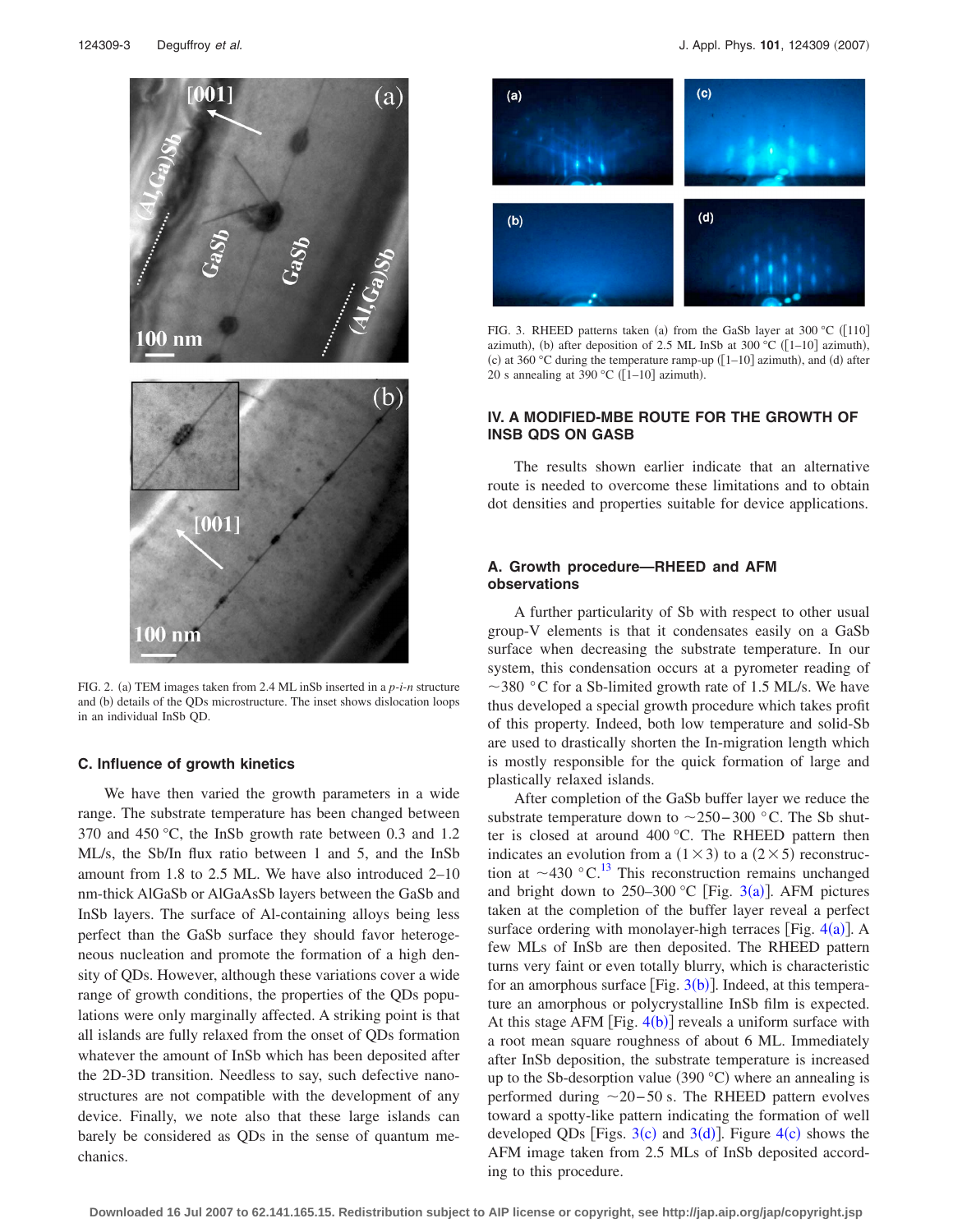FIG. 2. (a) TEM images taken from 2.4 ML inSb inserted in a *p-i-n* structure and (b) details of the QDs microstructure. The inset shows dislocation loops in an individual InSb QD.

### C. Influence of growth kinetics

We have then varied the growth parameters in a wide range. The substrate temperature has been changed between 370 and 450 °C, the InSb growth rate between 0.3 and 1.2 ML/s, the Sb/In flux ratio between 1 and 5, and the InSb amount from 1.8 to 2.5 ML. We have also introduced 2–10 nm-thick AlGaSb or AlGaAsSb layers between the GaSb and InSb layers. The surface of Al-containing alloys being less perfect than the GaSb surface they should favor heterogeneous nucleation and promote the formation of a high density of QDs. However, although these variations cover a wide range of growth conditions, the properties of the QDs populations were only marginally affected. A striking point is that all islands are fully relaxed from the onset of QDs formation whatever the amount of InSb which has been deposited after the 2D-3D transition. Needless to say, such defective nanostructures are not compatible with the development of any device. Finally, we note also that these large islands can barely be considered as QDs in the sense of quantum mechanics.

FIG. 3. RHEED patterns taken (a) from the GaSb layer at 300 °C ([110] azimuth), (b) after deposition of 2.5 ML InSb at 300 °C ([1–10] azimuth), (c) at 360 °C during the temperature ramp-up ([1–10] azimuth), and (d) after 20 s annealing at 390 °C ([1–10] azimuth).

## IV. A MODIFIED-MBE ROUTE FOR THE GROWTH OF INSB QDS ON GASB

The results shown earlier indicate that an alternative route is needed to overcome these limitations and to obtain dot densities and properties suitable for device applications.

### A. Growth procedure—RHEED and AFM observations

A further particularity of Sb with respect to other usual group-V elements is that it condenses easily on a GaSb surface when decreasing the substrate temperature. In our system, this condensation occurs at a pyrometer reading of ~380 °C for a Sb-limited growth rate of 1.5 ML/s. We have thus developed a special growth procedure which takes profit of this property. Indeed, both low temperature and solid-Sb are used to drastically shorten the In-migration length which is mostly responsible for the quick formation of large and plastically relaxed islands.

After completion of the GaSb buffer layer we reduce the substrate temperature down to ~250–300 °C. The Sb shutter is closed at around 400 °C. The RHEED pattern then indicates an evolution from a $(1\times3)$ to a $(2\times5)$ reconstruction at ~430 °C.[13] This reconstruction remains unchanged and bright down to 250–300 °C [Fig. 3(a)]. AFM pictures taken at the completion of the buffer layer reveal a perfect surface ordering with monolayer-high terraces [Fig. 4(a)]. A few MLs of InSb are then deposited. The RHEED pattern turns very faint or even totally blurry, which is characteristic for an amorphous surface [Fig. 3(b)]. Indeed, at this temperature an amorphous or polycrystalline InSb film is expected. At this stage AFM [Fig. 4(b)] reveals a uniform surface with a root mean square roughness of about 6 ML. Immediately after InSb deposition, the substrate temperature is increased up to the Sb-desorption value (390 °C) where an annealing is performed during ~20–50 s. The RHEED pattern evolves toward a spotty-like pattern indicating the formation of well developed QDs [Figs. 3(c) and 3(d)]. Figure 4(c) shows the AFM image taken from 2.5 MLs of InSb deposited according to this procedure.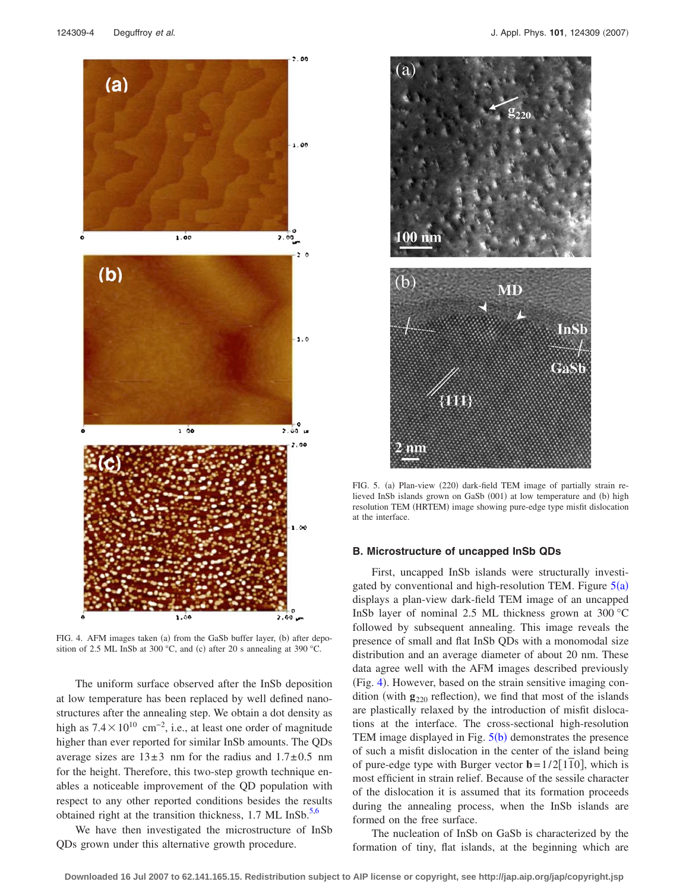FIG. 4. AFM images taken (a) from the GaSb buffer layer, (b) after deposition of 2.5 ML InSb at 300 °C, and (c) after 20 s annealing at 390 °C.

The uniform surface observed after the InSb deposition at low temperature has been replaced by well defined nanostructures after the annealing step. We obtain a dot density as high as $7.4\times10^{10}$ cm$^{-2}$, i.e., at least one order of magnitude higher than ever reported for similar InSb amounts. The QDs average sizes are $13\pm3$ nm for the radius and $1.7\pm0.5$ nm for the height. Therefore, this two-step growth technique enables a noticeable improvement of the QD population with respect to any other reported conditions besides the results obtained right at the transition thickness, 1.7 ML InSb.[5,6]

We have then investigated the microstructure of InSb QDs grown under this alternative growth procedure.

FIG. 5. (a) Plan-view (220) dark-field TEM image of partially strain relieved InSb islands grown on GaSb (001) at low temperature and (b) high resolution TEM (HRTEM) image showing pure-edge type misfit dislocation at the interface.

## B. Microstructure of uncapped InSb QDs

First, uncapped InSb islands were structurally investigated by conventional and high-resolution TEM. Figure 5(a) displays a plan-view dark-field TEM image of an uncapped InSb layer of nominal 2.5 ML thickness grown at 300 °C followed by subsequent annealing. This image reveals the presence of small and flat InSb QDs with a monomodal size distribution and an average diameter of about 20 nm. These data agree well with the AFM images described previously (Fig. 4). However, based on the strain sensitive imaging condition (with $\mathbf{g}_{220}$ reflection), we find that most of the islands are plastically relaxed by the introduction of misfit dislocations at the interface. The cross-sectional high-resolution TEM image displayed in Fig. 5(b) demonstrates the presence of such a misfit dislocation in the center of the island being of pure-edge type with Burger vector $\mathbf{b}=1/2[1\bar{1}0]$, which is most efficient in strain relief. Because of the sessile character of the dislocation it is assumed that its formation proceeds during the annealing process, when the InSb islands are formed on the free surface.

The nucleation of InSb on GaSb is characterized by the formation of tiny, flat islands, at the beginning which are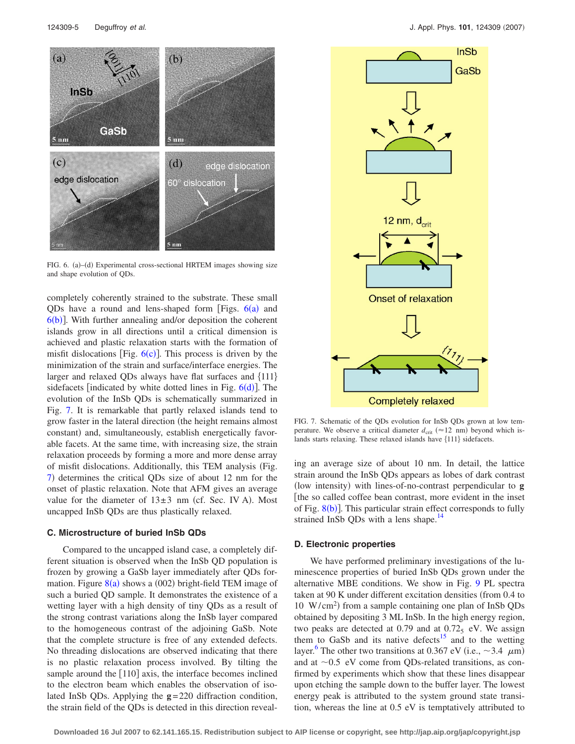FIG. 6. (a)–(d) Experimental cross-sectional HRTEM images showing size and shape evolution of QDs.

completely coherently strained to the substrate. These small QDs have a round and lens-shaped form [Figs. 6(a) and 6(b)]. With further annealing and/or deposition the coherent islands grow in all directions until a critical dimension is achieved and plastic relaxation starts with the formation of misfit dislocations [Fig. 6(c)]. This process is driven by the minimization of the strain and surface/interface energies. The larger and relaxed QDs always have flat surfaces and {111} sidefacets [indicated by white dotted lines in Fig. 6(d)]. The evolution of the InSb QDs is schematically summarized in Fig. 7. It is remarkable that partly relaxed islands tend to grow faster in the lateral direction (the height remains almost constant) and, simultaneously, establish energetically favorable facets. At the same time, with increasing size, the strain relaxation proceeds by forming a more and more dense array of misfit dislocations. Additionally, this TEM analysis (Fig. 7) determines the critical QDs size of about 12 nm for the onset of plastic relaxation. Note that AFM gives an average value for the diameter of 13±3 nm (cf. Sec. IV A). Most uncapped InSb QDs are thus plastically relaxed.

FIG. 7. Schematic of the QDs evolution for InSb QDs grown at low temperature. We observe a critical diameter $d_{crit}$ (≈12 nm) beyond which islands starts relaxing. These relaxed islands have {111} sidefacets.

### C. Microstructure of buried InSb QDs

Compared to the uncapped island case, a completely different situation is observed when the InSb QD population is frozen by growing a GaSb layer immediately after QDs formation. Figure 8(a) shows a (002) bright-field TEM image of such a buried QD sample. It demonstrates the existence of a wetting layer with a high density of tiny QDs as a result of the strong contrast variations along the InSb layer compared to the homogeneous contrast of the adjoining GaSb. Note that the complete structure is free of any extended defects. No threading dislocations are observed indicating that there is no plastic relaxation process involved. By tilting the sample around the [110] axis, the interface becomes inclined to the electron beam which enables the observation of isolated InSb QDs. Applying the **g**=220 diffraction condition, the strain field of the QDs is detected in this direction revealing an average size of about 10 nm. In detail, the lattice strain around the InSb QDs appears as lobes of dark contrast (low intensity) with lines-of-no-contrast perpendicular to **g** [the so called coffee bean contrast, more evident in the inset of Fig. 8(b)]. This particular strain effect corresponds to fully strained InSb QDs with a lens shape.[14]

### D. Electronic properties

We have performed preliminary investigations of the luminescence properties of buried InSb QDs grown under the alternative MBE conditions. We show in Fig. 9 PL spectra taken at 90 K under different excitation densities (from 0.4 to 10 $W/cm^2$) from a sample containing one plan of InSb QDs obtained by depositing 3 ML InSb. In the high energy region, two peaks are detected at 0.79 and at $0.72_5$ eV. We assign them to GaSb and its native defects[15] and to the wetting layer.[6] The other two transitions at 0.367 eV (i.e., ~3.4 $\mu$m) and at ~0.5 eV come from QDs-related transitions, as confirmed by experiments which show that these lines disappear upon etching the sample down to the buffer layer. The lowest energy peak is attributed to the system ground state transition, whereas the line at 0.5 eV is temptatively attributed to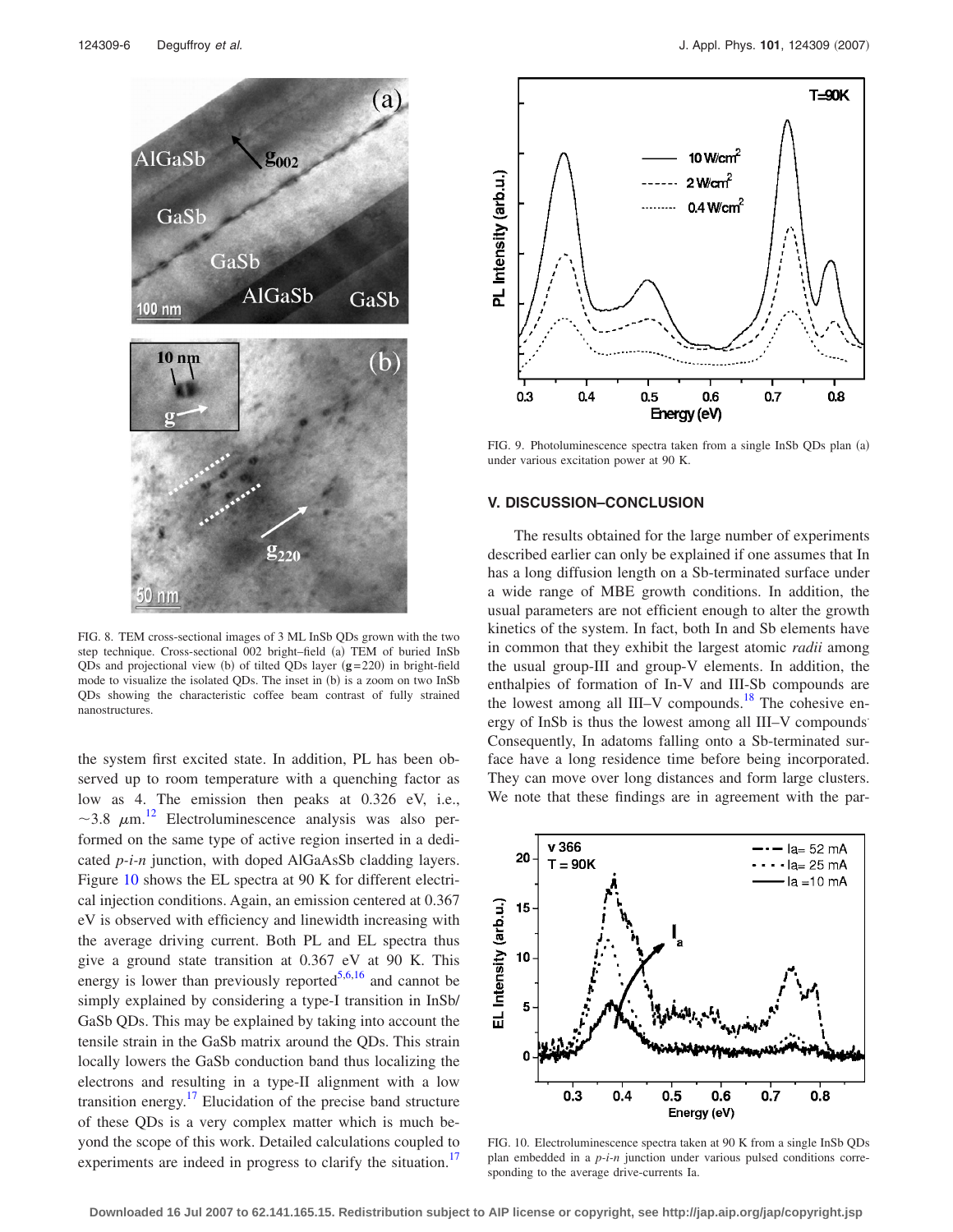FIG. 8. TEM cross-sectional images of 3 ML InSb QDs grown with the two step technique. Cross-sectional 002 bright–field (a) TEM of buried InSb QDs and projectional view (b) of tilted QDs layer (**g**=220) in bright-field mode to visualize the isolated QDs. The inset in (b) is a zoom on two InSb QDs showing the characteristic coffee beam contrast of fully strained nanostructures.

the system first excited state. In addition, PL has been observed up to room temperature with a quenching factor as low as 4. The emission then peaks at 0.326 eV, i.e., ~3.8 $\mu$m.[12] Electroluminescence analysis was also performed on the same type of active region inserted in a dedicated *p-i-n* junction, with doped AlGaAsSb cladding layers. Figure 10 shows the EL spectra at 90 K for different electrical injection conditions. Again, an emission centered at 0.367 eV is observed with efficiency and linewidth increasing with the average driving current. Both PL and EL spectra thus give a ground state transition at 0.367 eV at 90 K. This energy is lower than previously reported[5,6,16] and cannot be simply explained by considering a type-I transition in InSb/GaSb QDs. This may be explained by taking into account the tensile strain in the GaSb matrix around the QDs. This strain locally lowers the GaSb conduction band thus localizing the electrons and resulting in a type-II alignment with a low transition energy.[17] Elucidation of the precise band structure of these QDs is a very complex matter which is much beyond the scope of this work. Detailed calculations coupled to experiments are indeed in progress to clarify the situation.[17]

FIG. 9. Photoluminescence spectra taken from a single InSb QDs plan (a) under various excitation power at 90 K.

## V. DISCUSSION–CONCLUSION

The results obtained for the large number of experiments described earlier can only be explained if one assumes that In has a long diffusion length on a Sb-terminated surface under a wide range of MBE growth conditions. In addition, the usual parameters are not efficient enough to alter the growth kinetics of the system. In fact, both In and Sb elements have in common that they exhibit the largest atomic *radii* among the usual group-III and group-V elements. In addition, the enthalpies of formation of In-V and III-Sb compounds are the lowest among all III–V compounds.[18] The cohesive energy of InSb is thus the lowest among all III–V compounds. Consequently, In adatoms falling onto a Sb-terminated surface have a long residence time before being incorporated. They can move over long distances and form large clusters. We note that these findings are in agreement with the par-

FIG. 10. Electroluminescence spectra taken at 90 K from a single InSb QDs plan embedded in a *p-i-n* junction under various pulsed conditions corresponding to the average drive-currents Ia.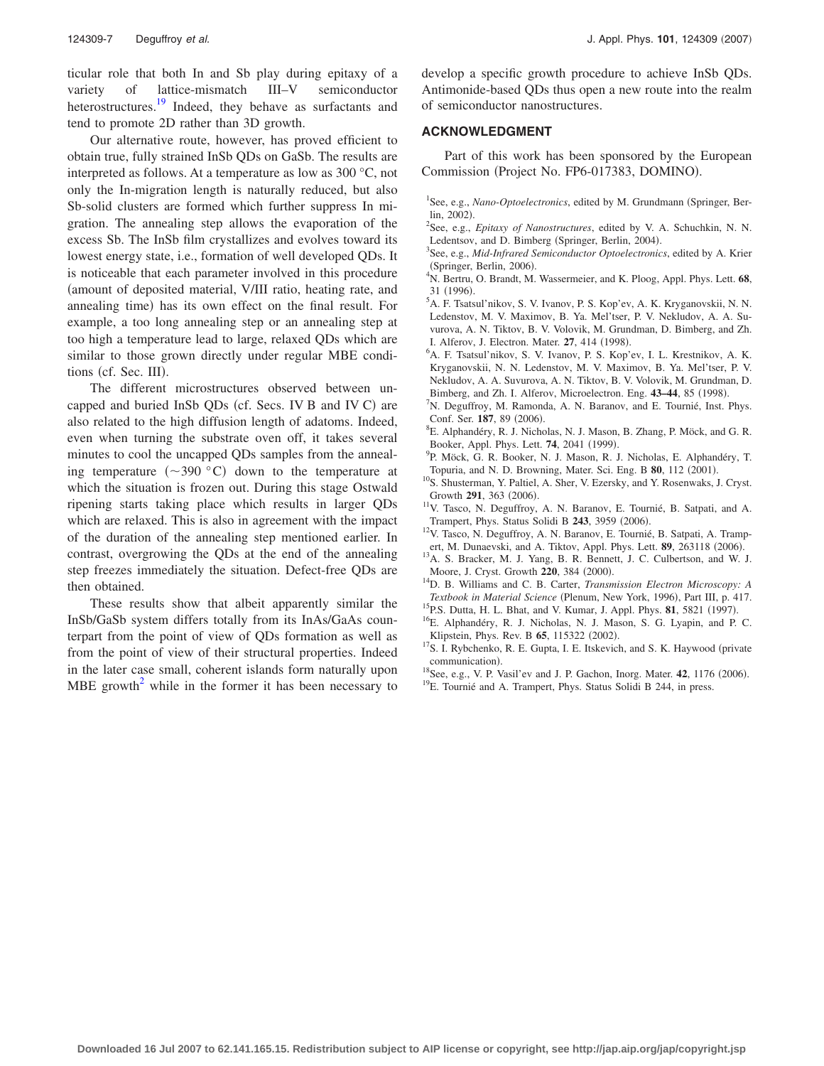ticular role that both In and Sb play during epitaxy of a variety of lattice-mismatch III–V semiconductor heterostructures.[19] Indeed, they behave as surfactants and tend to promote 2D rather than 3D growth.

Our alternative route, however, has proved efficient to obtain true, fully strained InSb QDs on GaSb. The results are interpreted as follows. At a temperature as low as 300 °C, not only the In-migration length is naturally reduced, but also Sb-solid clusters are formed which further suppress In migration. The annealing step allows the evaporation of the excess Sb. The InSb film crystallizes and evolves toward its lowest energy state, i.e., formation of well developed QDs. It is noticeable that each parameter involved in this procedure (amount of deposited material, V/III ratio, heating rate, and annealing time) has its own effect on the final result. For example, a too long annealing step or an annealing step at too high a temperature lead to large, relaxed QDs which are similar to those grown directly under regular MBE conditions (cf. Sec. III).

The different microstructures observed between uncapped and buried InSb QDs (cf. Secs. IV B and IV C) are also related to the high diffusion length of adatoms. Indeed, even when turning the substrate oven off, it takes several minutes to cool the uncapped QDs samples from the annealing temperature (~390 °C) down to the temperature at which the situation is frozen out. During this stage Ostwald ripening starts taking place which results in larger QDs which are relaxed. This is also in agreement with the impact of the duration of the annealing step mentioned earlier. In contrast, overgrowing the QDs at the end of the annealing step freezes immediately the situation. Defect-free QDs are then obtained.

These results show that albeit apparently similar the InSb/GaSb system differs totally from its InAs/GaAs counterpart from the point of view of QDs formation as well as from the point of view of their structural properties. Indeed in the later case small, coherent islands form naturally upon MBE growth[2] while in the former it has been necessary to develop a specific growth procedure to achieve InSb QDs. Antimonide-based QDs thus open a new route into the realm of semiconductor nanostructures.

## ACKNOWLEDGMENT

Part of this work has been sponsored by the European Commission (Project No. FP6-017383, DOMINO).

[1]See, e.g., *Nano-Optoelectronics*, edited by M. Grundmann (Springer, Berlin, 2002).
[2]See, e.g., *Epitaxy of Nanostructures*, edited by V. A. Schuchkin, N. N. Ledentsov, and D. Bimberg (Springer, Berlin, 2004).
[3]See, e.g., *Mid-Infrared Semiconductor Optoelectronics*, edited by A. Krier (Springer, Berlin, 2006).
[4]N. Bertru, O. Brandt, M. Wassermeier, and K. Ploog, Appl. Phys. Lett. **68**, 31 (1996).
[5]A. F. Tsatsul'nikov, S. V. Ivanov, P. S. Kop'ev, A. K. Kryganovskii, N. N. Ledenstov, M. V. Maximov, B. Ya. Mel'tser, P. V. Nekludov, A. A. Suvurova, A. N. Tiktov, B. V. Volovik, M. Grundman, D. Bimberg, and Zh. I. Alferov, J. Electron. Mater. **27**, 414 (1998).
[6]A. F. Tsatsul'nikov, S. V. Ivanov, P. S. Kop'ev, I. L. Krestnikov, A. K. Kryganovskii, N. N. Ledenstov, M. V. Maximov, B. Ya. Mel'tser, P. V. Nekludov, A. A. Suvurova, A. N. Tiktov, B. V. Volovik, M. Grundman, D. Bimberg, and Zh. I. Alferov, Microelectron. Eng. **43–44**, 85 (1998).
[7]N. Deguffroy, M. Ramonda, A. N. Baranov, and E. Tournié, Inst. Phys. Conf. Ser. **187**, 89 (2006).
[8]E. Alphandéry, R. J. Nicholas, N. J. Mason, B. Zhang, P. Möck, and G. R. Booker, Appl. Phys. Lett. **74**, 2041 (1999).
[9]P. Möck, G. R. Booker, N. J. Mason, R. J. Nicholas, E. Alphandéry, T. Topuria, and N. D. Browning, Mater. Sci. Eng. B **80**, 112 (2001).
[10]S. Shusterman, Y. Paltiel, A. Sher, V. Ezersky, and Y. Rosenwaks, J. Cryst. Growth **291**, 363 (2006).
[11]V. Tasco, N. Deguffroy, A. N. Baranov, E. Tournié, B. Satpati, and A. Trampert, Phys. Status Solidi B **243**, 3959 (2006).
[12]V. Tasco, N. Deguffroy, A. N. Baranov, E. Tournié, B. Satpati, A. Trampert, M. Dunaevski, and A. Tiktov, Appl. Phys. Lett. **89**, 263118 (2006).
[13]A. S. Bracker, M. J. Yang, B. R. Bennett, J. C. Culbertson, and W. J. Moore, J. Cryst. Growth **220**, 384 (2000).
[14]D. B. Williams and C. B. Carter, *Transmission Electron Microscopy: A Textbook in Material Science* (Plenum, New York, 1996), Part III, p. 417.
[15]P.S. Dutta, H. L. Bhat, and V. Kumar, J. Appl. Phys. **81**, 5821 (1997).
[16]E. Alphandéry, R. J. Nicholas, N. J. Mason, S. G. Lyapin, and P. C. Klipstein, Phys. Rev. B **65**, 115322 (2002).
[17]S. I. Rybchenko, R. E. Gupta, I. E. Itskevich, and S. K. Haywood (private communication).
[18]See, e.g., V. P. Vasil'ev and J. P. Gachon, Inorg. Mater. **42**, 1176 (2006).
[19]E. Tournié and A. Trampert, Phys. Status Solidi B 244, in press.